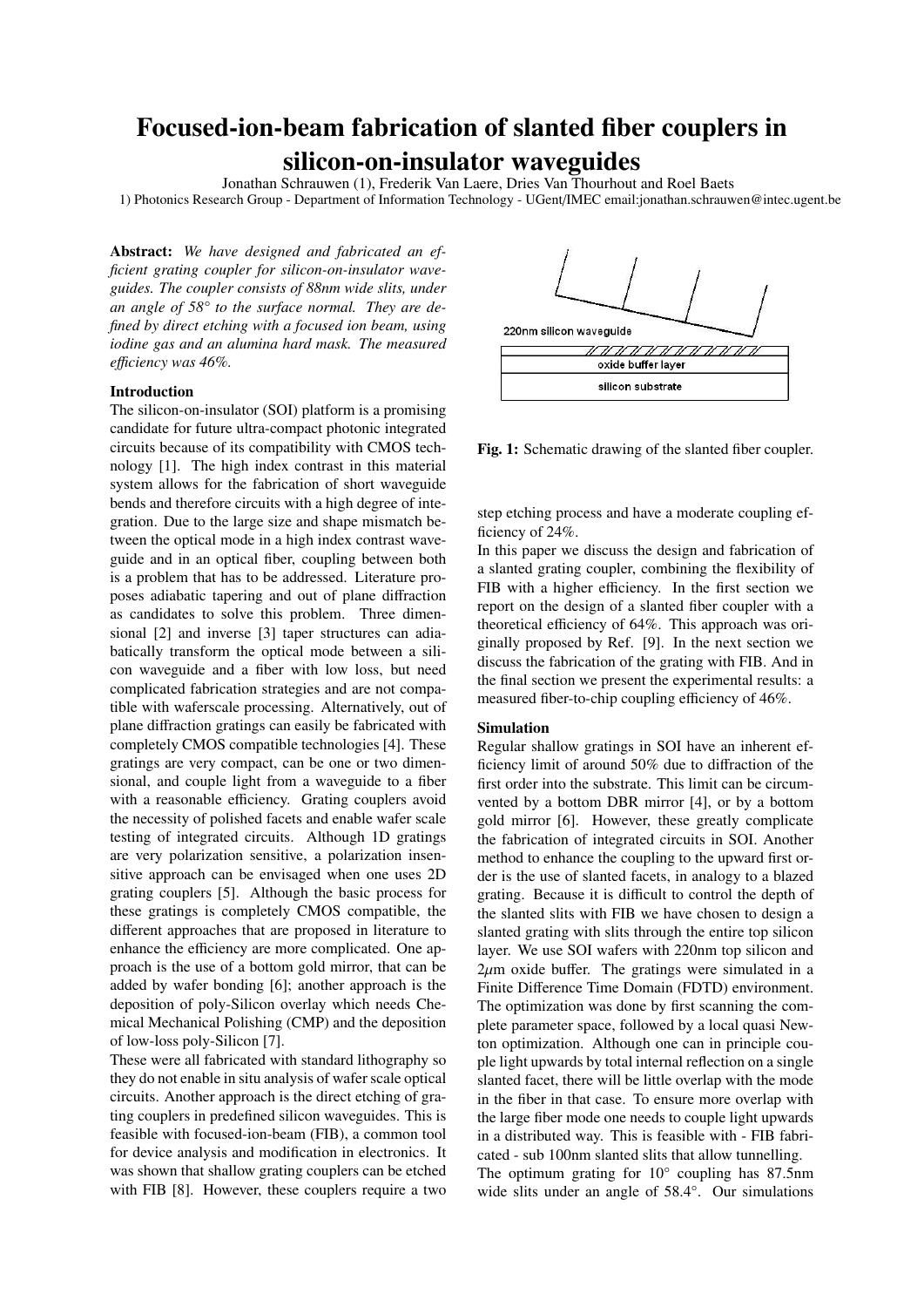# Focused-ion-beam fabrication of slanted fiber couplers in silicon-on-insulator waveguides

Jonathan Schrauwen (1), Frederik Van Laere, Dries Van Thourhout and Roel Baets

1) Photonics Research Group - Department of Information Technology - UGent/IMEC email:jonathan.schrauwen@intec.ugent.be

**Abstract:** *We have designed and fabricated an efficient grating coupler for silicon-on-insulator waveguides. The coupler consists of 88nm wide slits, under an angle of 58° to the surface normal. They are defined by direct etching with a focused ion beam, using iodine gas and an alumina hard mask. The measured efficiency was 46%.*

**Introduction**

The silicon-on-insulator (SOI) platform is a promising candidate for future ultra-compact photonic integrated circuits because of its compatibility with CMOS technology [1]. The high index contrast in this material system allows for the fabrication of short waveguide bends and therefore circuits with a high degree of integration. Due to the large size and shape mismatch between the optical mode in a high index contrast waveguide and in an optical fiber, coupling between both is a problem that has to be addressed. Literature proposes adiabatic tapering and out of plane diffraction as candidates to solve this problem. Three dimensional [2] and inverse [3] taper structures can adiabatically transform the optical mode between a silicon waveguide and a fiber with low loss, but need complicated fabrication strategies and are not compatible with waferscale processing. Alternatively, out of plane diffraction gratings can easily be fabricated with completely CMOS compatible technologies [4]. These gratings are very compact, can be one or two dimensional, and couple light from a waveguide to a fiber with a reasonable efficiency. Grating couplers avoid the necessity of polished facets and enable wafer scale testing of integrated circuits. Although 1D gratings are very polarization sensitive, a polarization insensitive approach can be envisaged when one uses 2D grating couplers [5]. Although the basic process for these gratings is completely CMOS compatible, the different approaches that are proposed in literature to enhance the efficiency are more complicated. One approach is the use of a bottom gold mirror, that can be added by wafer bonding [6]; another approach is the deposition of poly-Silicon overlay which needs Chemical Mechanical Polishing (CMP) and the deposition of low-loss poly-Silicon [7].

These were all fabricated with standard lithography so they do not enable in situ analysis of wafer scale optical circuits. Another approach is the direct etching of grating couplers in predefined silicon waveguides. This is feasible with focused-ion-beam (FIB), a common tool for device analysis and modification in electronics. It was shown that shallow grating couplers can be etched with FIB [8]. However, these couplers require a two step etching process and have a moderate coupling efficiency of 24%.

**Fig. 1:** Schematic drawing of the slanted fiber coupler.

In this paper we discuss the design and fabrication of a slanted grating coupler, combining the flexibility of FIB with a higher efficiency. In the first section we report on the design of a slanted fiber coupler with a theoretical efficiency of 64%. This approach was originally proposed by Ref. [9]. In the next section we discuss the fabrication of the grating with FIB. And in the final section we present the experimental results: a measured fiber-to-chip coupling efficiency of 46%.

**Simulation**

Regular shallow gratings in SOI have an inherent efficiency limit of around 50% due to diffraction of the first order into the substrate. This limit can be circumvented by a bottom DBR mirror [4], or by a bottom gold mirror [6]. However, these greatly complicate the fabrication of integrated circuits in SOI. Another method to enhance the coupling to the upward first order is the use of slanted facets, in analogy to a blazed grating. Because it is difficult to control the depth of the slanted slits with FIB we have chosen to design a slanted grating with slits through the entire top silicon layer. We use SOI wafers with 220nm top silicon and 2$\mu$m oxide buffer. The gratings were simulated in a Finite Difference Time Domain (FDTD) environment. The optimization was done by first scanning the complete parameter space, followed by a local quasi Newton optimization. Although one can in principle couple light upwards by total internal reflection on a single slanted facet, there will be little overlap with the mode in the fiber in that case. To ensure more overlap with the large fiber mode one needs to couple light upwards in a distributed way. This is feasible with - FIB fabricated - sub 100nm slanted slits that allow tunnelling.

The optimum grating for 10° coupling has 87.5nm wide slits under an angle of 58.4°. Our simulations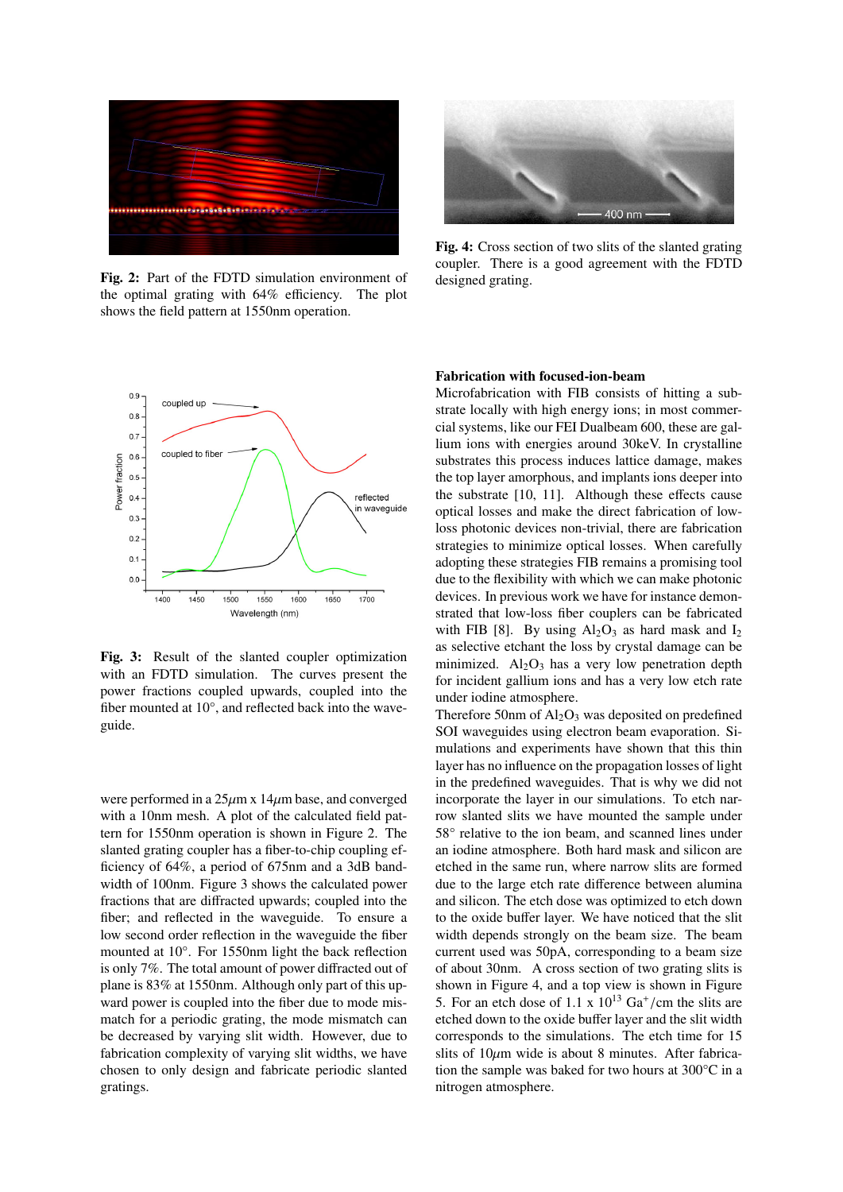**Fig. 2:** Part of the FDTD simulation environment of the optimal grating with 64% efficiency. The plot shows the field pattern at 1550nm operation.

**Fig. 4:** Cross section of two slits of the slanted grating coupler. There is a good agreement with the FDTD designed grating.

**Fig. 3:** Result of the slanted coupler optimization with an FDTD simulation. The curves present the power fractions coupled upwards, coupled into the fiber mounted at 10°, and reflected back into the waveguide.

were performed in a $25\mu m \times 14\mu m$ base, and converged with a 10nm mesh. A plot of the calculated field pattern for 1550nm operation is shown in Figure 2. The slanted grating coupler has a fiber-to-chip coupling efficiency of 64%, a period of 675nm and a 3dB bandwidth of 100nm. Figure 3 shows the calculated power fractions that are diffracted upwards; coupled into the fiber; and reflected in the waveguide. To ensure a low second order reflection in the waveguide the fiber mounted at 10°. For 1550nm light the back reflection is only 7%. The total amount of power diffracted out of plane is 83% at 1550nm. Although only part of this upward power is coupled into the fiber due to mode mismatch for a periodic grating, the mode mismatch can be decreased by varying slit width. However, due to fabrication complexity of varying slit widths, we have chosen to only design and fabricate periodic slanted gratings.

### Fabrication with focused-ion-beam

Microfabrication with FIB consists of hitting a substrate locally with high energy ions; in most commercial systems, like our FEI Dualbeam 600, these are gallium ions with energies around 30keV. In crystalline substrates this process induces lattice damage, makes the top layer amorphous, and implants ions deeper into the substrate [10, 11]. Although these effects cause optical losses and make the direct fabrication of low-loss photonic devices non-trivial, there are fabrication strategies to minimize optical losses. When carefully adopting these strategies FIB remains a promising tool due to the flexibility with which we can make photonic devices. In previous work we have for instance demonstrated that low-loss fiber couplers can be fabricated with FIB [8]. By using $Al_2O_3$ as hard mask and $I_2$ as selective etchant the loss by crystal damage can be minimized. $Al_2O_3$ has a very low penetration depth for incident gallium ions and has a very low etch rate under iodine atmosphere.

Therefore 50nm of $Al_2O_3$ was deposited on predefined SOI waveguides using electron beam evaporation. Simulations and experiments have shown that this thin layer has no influence on the propagation losses of light in the predefined waveguides. That is why we did not incorporate the layer in our simulations. To etch narrow slanted slits we have mounted the sample under 58° relative to the ion beam, and scanned lines under an iodine atmosphere. Both hard mask and silicon are etched in the same run, where narrow slits are formed due to the large etch rate difference between alumina and silicon. The etch dose was optimized to etch down to the oxide buffer layer. We have noticed that the slit width depends strongly on the beam size. The beam current used was 50pA, corresponding to a beam size of about 30nm. A cross section of two grating slits is shown in Figure 4, and a top view is shown in Figure 5. For an etch dose of $1.1 \times 10^{13}$ $Ga^+$/cm the slits are etched down to the oxide buffer layer and the slit width corresponds to the simulations. The etch time for 15 slits of $10\mu m$ wide is about 8 minutes. After fabrication the sample was baked for two hours at 300°C in a nitrogen atmosphere.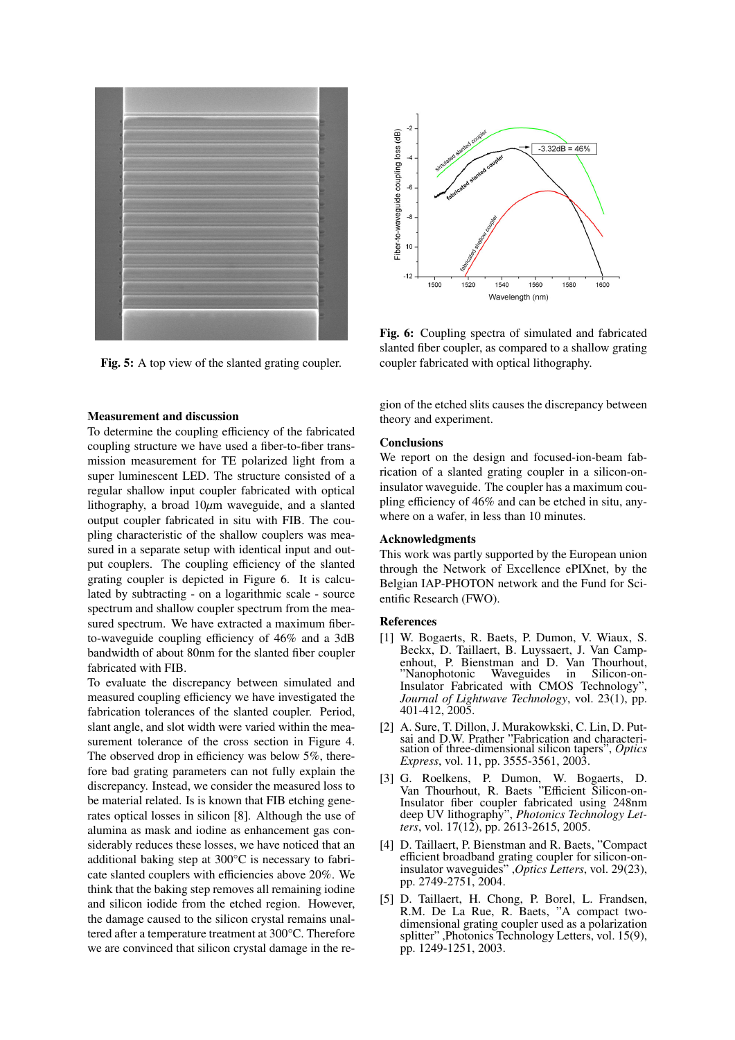Fig. 5: A top view of the slanted grating coupler.

**Fig. 6:** Coupling spectra of simulated and fabricated slanted fiber coupler, as compared to a shallow grating coupler fabricated with optical lithography.

## Measurement and discussion

To determine the coupling efficiency of the fabricated coupling structure we have used a fiber-to-fiber transmission measurement for TE polarized light from a super luminescent LED. The structure consisted of a regular shallow input coupler fabricated with optical lithography, a broad 10$\mu$m waveguide, and a slanted output coupler fabricated in situ with FIB. The coupling characteristic of the shallow couplers was measured in a separate setup with identical input and output couplers. The coupling efficiency of the slanted grating coupler is depicted in Figure 6. It is calculated by subtracting - on a logarithmic scale - source spectrum and shallow coupler spectrum from the measured spectrum. We have extracted a maximum fiber-to-waveguide coupling efficiency of 46% and a 3dB bandwidth of about 80nm for the slanted fiber coupler fabricated with FIB.

To evaluate the discrepancy between simulated and measured coupling efficiency we have investigated the fabrication tolerances of the slanted coupler. Period, slant angle, and slot width were varied within the measurement tolerance of the cross section in Figure 4. The observed drop in efficiency was below 5%, therefore bad grating parameters can not fully explain the discrepancy. Instead, we consider the measured loss to be material related. Is is known that FIB etching generates optical losses in silicon [8]. Although the use of alumina as mask and iodine as enhancement gas considerably reduces these losses, we have noticed that an additional baking step at 300°C is necessary to fabricate slanted couplers with efficiencies above 20%. We think that the baking step removes all remaining iodine and silicon iodide from the etched region. However, the damage caused to the silicon crystal remains unaltered after a temperature treatment at 300°C. Therefore we are convinced that silicon crystal damage in the region of the etched slits causes the discrepancy between theory and experiment.

## Conclusions

We report on the design and focused-ion-beam fabrication of a slanted grating coupler in a silicon-on-insulator waveguide. The coupler has a maximum coupling efficiency of 46% and can be etched in situ, anywhere on a wafer, in less than 10 minutes.

## Acknowledgments

This work was partly supported by the European union through the Network of Excellence ePIXnet, by the Belgian IAP-PHOTON network and the Fund for Scientific Research (FWO).

## References

[1] W. Bogaerts, R. Baets, P. Dumon, V. Wiaux, S. Beckx, D. Taillaert, B. Luyssaert, J. Van Campenhout, P. Bienstman and D. Van Thourhout, "Nanophotonic Waveguides in Silicon-on-Insulator Fabricated with CMOS Technology", *Journal of Lightwave Technology*, vol. 23(1), pp. 401-412, 2005.

[2] A. Sure, T. Dillon, J. Murakowkski, C. Lin, D. Putsai and D.W. Prather "Fabrication and characterisation of three-dimensional silicon tapers", *Optics Express*, vol. 11, pp. 3555-3561, 2003.

[3] G. Roelkens, P. Dumon, W. Bogaerts, D. Van Thourhout, R. Baets "Efficient Silicon-on-Insulator fiber coupler fabricated using 248nm deep UV lithography", *Photonics Technology Letters*, vol. 17(12), pp. 2613-2615, 2005.

[4] D. Taillaert, P. Bienstman and R. Baets, "Compact efficient broadband grating coupler for silicon-on-insulator waveguides" ,*Optics Letters*, vol. 29(23), pp. 2749-2751, 2004.

[5] D. Taillaert, H. Chong, P. Borel, L. Frandsen, R.M. De La Rue, R. Baets, "A compact two-dimensional grating coupler used as a polarization splitter" ,Photonics Technology Letters, vol. 15(9), pp. 1249-1251, 2003.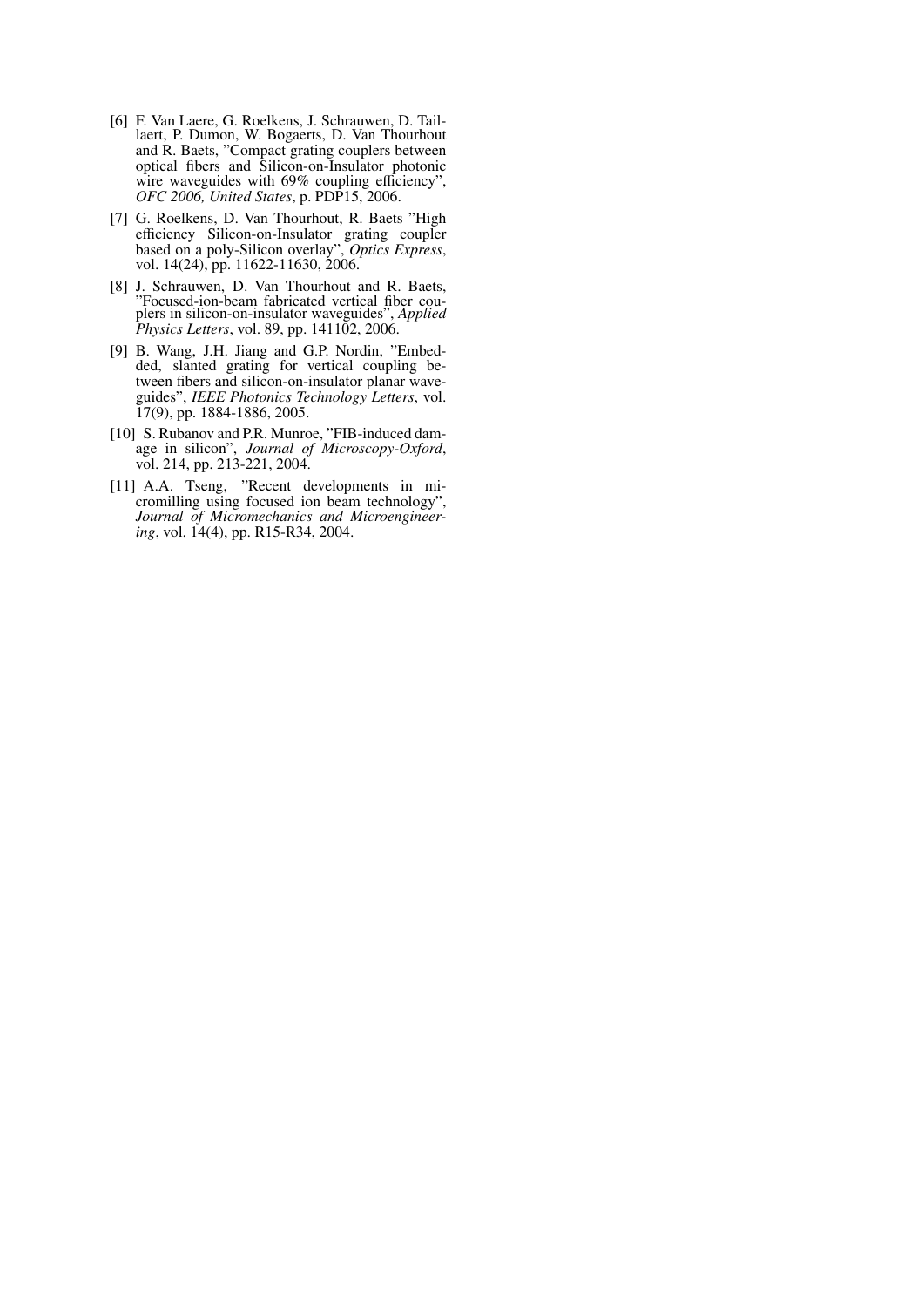[6] F. Van Laere, G. Roelkens, J. Schrauwen, D. Taillaert, P. Dumon, W. Bogaerts, D. Van Thourhout and R. Baets, "Compact grating couplers between optical fibers and Silicon-on-Insulator photonic wire waveguides with 69% coupling efficiency", *OFC 2006, United States*, p. PDP15, 2006.

[7] G. Roelkens, D. Van Thourhout, R. Baets "High efficiency Silicon-on-Insulator grating coupler based on a poly-Silicon overlay", *Optics Express*, vol. 14(24), pp. 11622-11630, 2006.

[8] J. Schrauwen, D. Van Thourhout and R. Baets, "Focused-ion-beam fabricated vertical fiber couplers in silicon-on-insulator waveguides", *Applied Physics Letters*, vol. 89, pp. 141102, 2006.

[9] B. Wang, J.H. Jiang and G.P. Nordin, "Embedded, slanted grating for vertical coupling between fibers and silicon-on-insulator planar waveguides", *IEEE Photonics Technology Letters*, vol. 17(9), pp. 1884-1886, 2005.

[10] S. Rubanov and P.R. Munroe, "FIB-induced damage in silicon", *Journal of Microscopy-Oxford*, vol. 214, pp. 213-221, 2004.

[11] A.A. Tseng, "Recent developments in micromilling using focused ion beam technology", *Journal of Micromechanics and Microengineering*, vol. 14(4), pp. R15-R34, 2004.